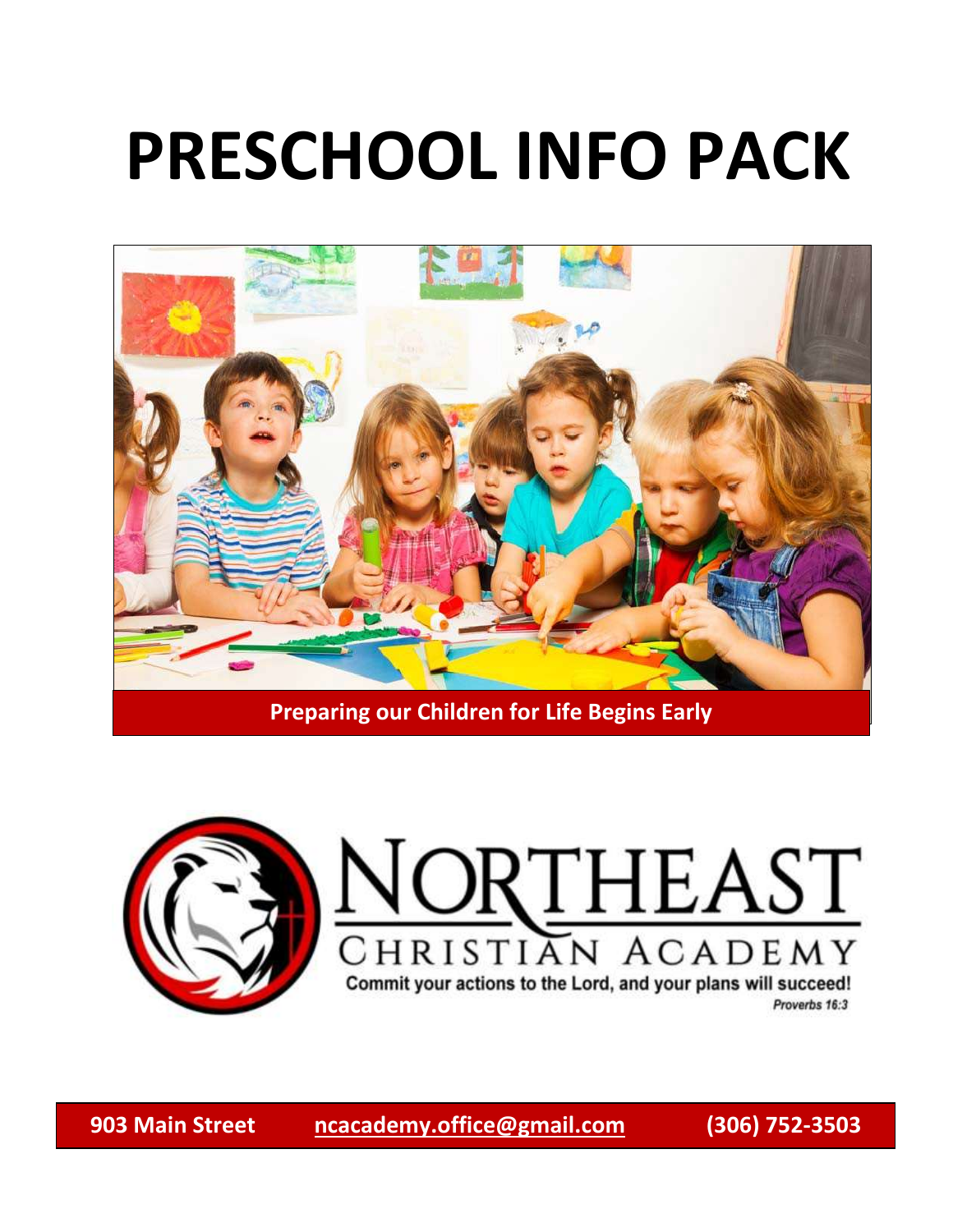# PRESCHOOL INFO PACK

**Preparing our Children for Life Begins Early**

NORTHEAST

CHRISTIAN ACADEMY

Commit your actions to the Lord, and your plans will succeed!

*Proverbs 16:3*

**903 Main Street** **ncacademy.office@gmail.com** **(306) 752-3503**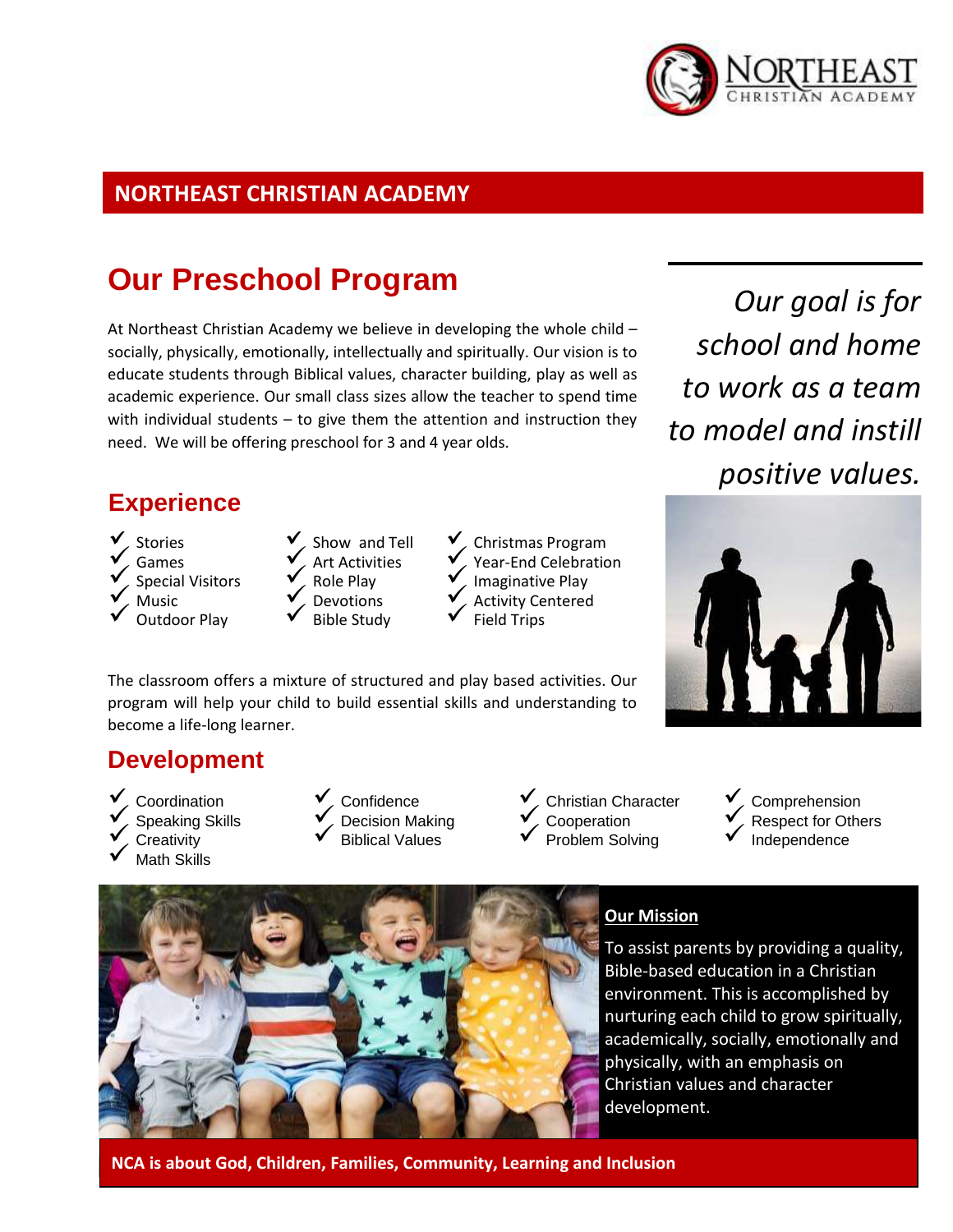NORTHEAST CHRISTIAN ACADEMY

## NORTHEAST CHRISTIAN ACADEMY

# Our Preschool Program

At Northeast Christian Academy we believe in developing the whole child – socially, physically, emotionally, intellectually and spiritually. Our vision is to educate students through Biblical values, character building, play as well as academic experience. Our small class sizes allow the teacher to spend time with individual students – to give them the attention and instruction they need. We will be offering preschool for 3 and 4 year olds.

*Our goal is for school and home to work as a team to model and instill positive values.*

## Experience

- ✓ Stories
- ✓ Games
- ✓ Special Visitors
- ✓ Music
- ✓ Outdoor Play
- ✓ Show and Tell
- ✓ Art Activities
- ✓ Role Play
- ✓ Devotions
- ✓ Bible Study
- ✓ Christmas Program
- ✓ Year-End Celebration
- ✓ Imaginative Play
- ✓ Activity Centered
- ✓ Field Trips

The classroom offers a mixture of structured and play based activities. Our program will help your child to build essential skills and understanding to become a life-long learner.

## Development

- ✓ Coordination
- ✓ Speaking Skills
- ✓ Creativity
- ✓ Math Skills
- ✓ Confidence
- ✓ Decision Making
- ✓ Biblical Values
- ✓ Christian Character
- ✓ Cooperation
- ✓ Problem Solving
- ✓ Comprehension
- ✓ Respect for Others
- ✓ Independence

**Our Mission**

To assist parents by providing a quality, Bible-based education in a Christian environment. This is accomplished by nurturing each child to grow spiritually, academically, socially, emotionally and physically, with an emphasis on Christian values and character development.

**NCA is about God, Children, Families, Community, Learning and Inclusion**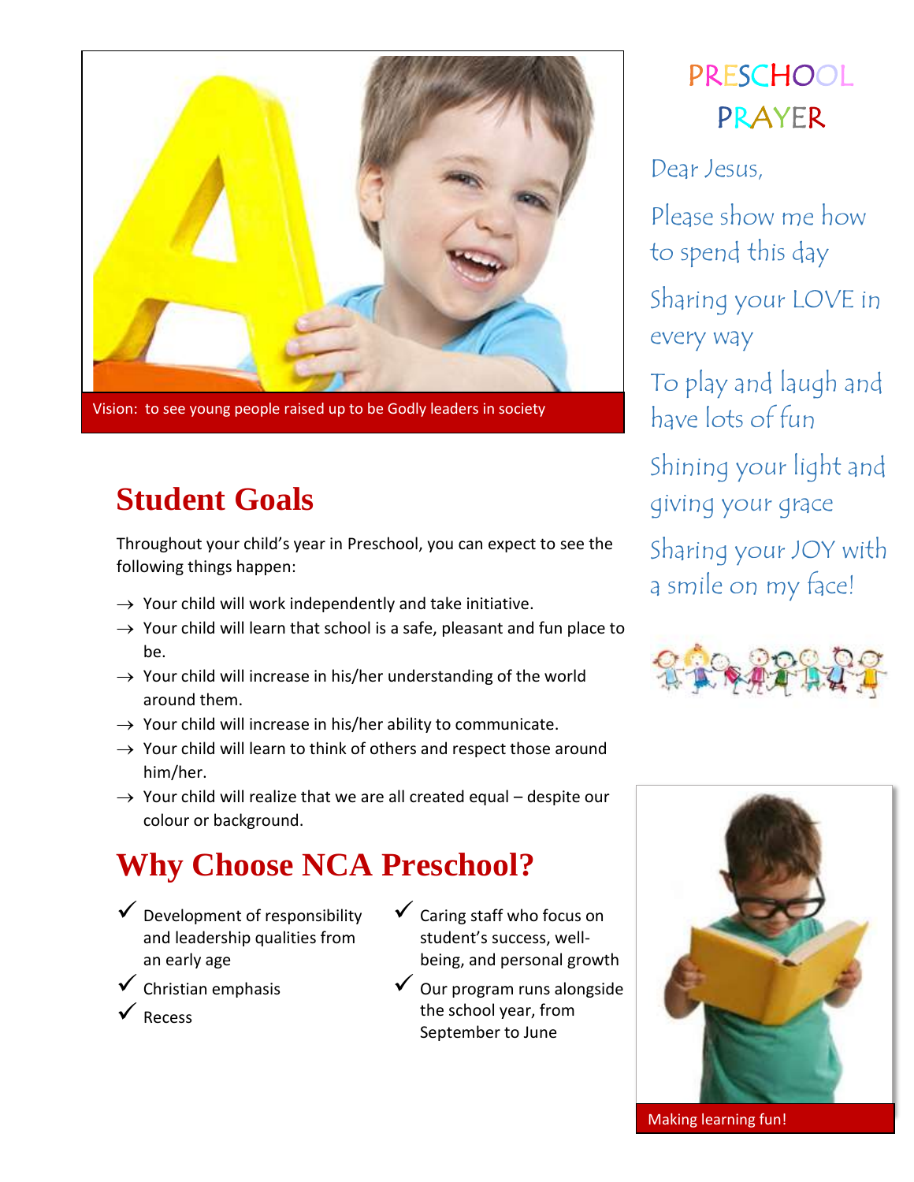Vision: to see young people raised up to be Godly leaders in society

## Student Goals

Throughout your child's year in Preschool, you can expect to see the following things happen:

- → Your child will work independently and take initiative.
- → Your child will learn that school is a safe, pleasant and fun place to be.
- → Your child will increase in his/her understanding of the world around them.
- → Your child will increase in his/her ability to communicate.
- → Your child will learn to think of others and respect those around him/her.
- → Your child will realize that we are all created equal – despite our colour or background.

## Why Choose NCA Preschool?

- ✓ Development of responsibility and leadership qualities from an early age
- ✓ Christian emphasis
- ✓ Recess
- ✓ Caring staff who focus on student's success, well-being, and personal growth
- ✓ Our program runs alongside the school year, from September to June

## PRESCHOOL PRAYER

Dear Jesus,

Please show me how to spend this day

Sharing your LOVE in every way

To play and laugh and have lots of fun

Shining your light and giving your grace

Sharing your JOY with a smile on my face!

Making learning fun!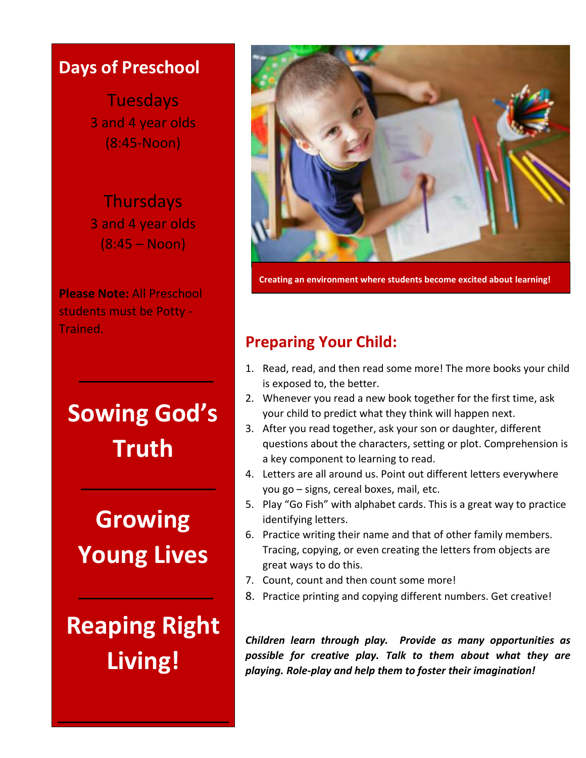## Days of Preschool

Tuesdays
3 and 4 year olds
(8:45-Noon)

Thursdays
3 and 4 year olds
(8:45 – Noon)

**Please Note:** All Preschool students must be Potty - Trained.

---

**Sowing God's Truth**

---

**Growing Young Lives**

---

**Reaping Right Living!**

---

**Creating an environment where students become excited about learning!**

## Preparing Your Child:

1. Read, read, and then read some more! The more books your child is exposed to, the better.
2. Whenever you read a new book together for the first time, ask your child to predict what they think will happen next.
3. After you read together, ask your son or daughter, different questions about the characters, setting or plot. Comprehension is a key component to learning to read.
4. Letters are all around us. Point out different letters everywhere you go – signs, cereal boxes, mail, etc.
5. Play "Go Fish" with alphabet cards. This is a great way to practice identifying letters.
6. Practice writing their name and that of other family members. Tracing, copying, or even creating the letters from objects are great ways to do this.
7. Count, count and then count some more!
8. Practice printing and copying different numbers. Get creative!

***Children learn through play. Provide as many opportunities as possible for creative play. Talk to them about what they are playing. Role-play and help them to foster their imagination!***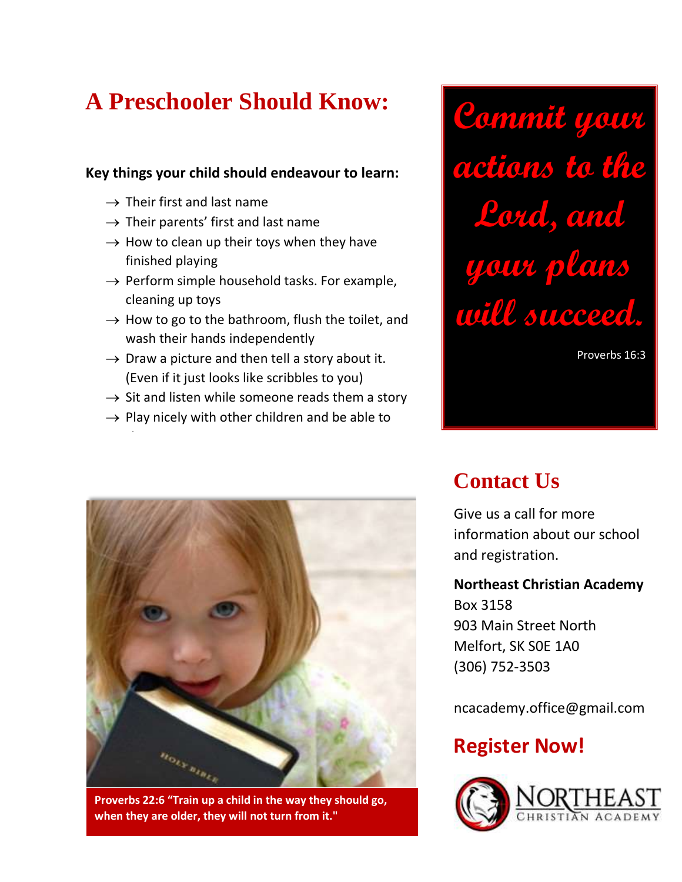# A Preschooler Should Know:

**Key things your child should endeavour to learn:**

- → Their first and last name
- → Their parents' first and last name
- → How to clean up their toys when they have finished playing
- → Perform simple household tasks. For example, cleaning up toys
- → How to go to the bathroom, flush the toilet, and wash their hands independently
- → Draw a picture and then tell a story about it. (Even if it just looks like scribbles to you)
- → Sit and listen while someone reads them a story
- → Play nicely with other children and be able to

*Commit your actions to the Lord, and your plans will succeed.*

Proverbs 16:3

Proverbs 22:6 "Train up a child in the way they should go, when they are older, they will not turn from it."

## Contact Us

Give us a call for more information about our school and registration.

**Northeast Christian Academy**
Box 3158
903 Main Street North
Melfort, SK S0E 1A0
(306) 752-3503

ncacademy.office@gmail.com

## Register Now!

NORTHEAST CHRISTIAN ACADEMY